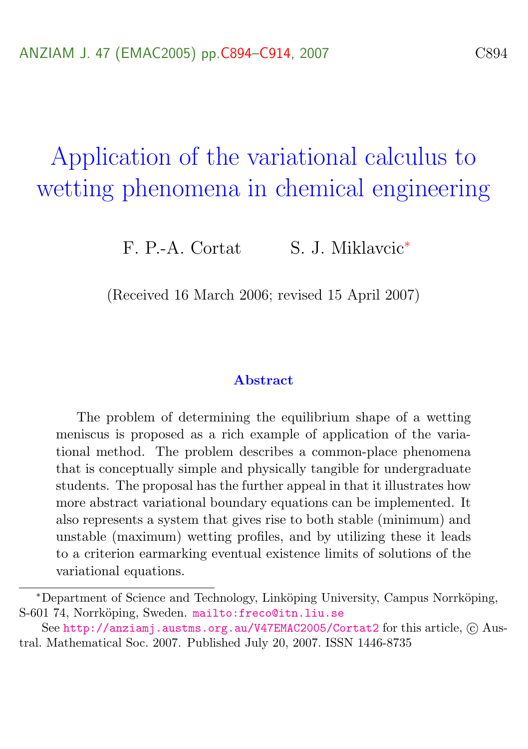# Application of the variational calculus to wetting phenomena in chemical engineering

F. P.-A. Cortat S. J. Miklavcic*

(Received 16 March 2006; revised 15 April 2007)

### Abstract

The problem of determining the equilibrium shape of a wetting meniscus is proposed as a rich example of application of the variational method. The problem describes a common-place phenomena that is conceptually simple and physically tangible for undergraduate students. The proposal has the further appeal in that it illustrates how more abstract variational boundary equations can be implemented. It also represents a system that gives rise to both stable (minimum) and unstable (maximum) wetting profiles, and by utilizing these it leads to a criterion earmarking eventual existence limits of solutions of the variational equations.

---

*Department of Science and Technology, Linköping University, Campus Norrköping, S-601 74, Norrköping, Sweden. mailto:freco@itn.liu.se

See http://anziamj.austms.org.au/V47EMAC2005/Cortat2 for this article, © Austral. Mathematical Soc. 2007. Published July 20, 2007. ISSN 1446-8735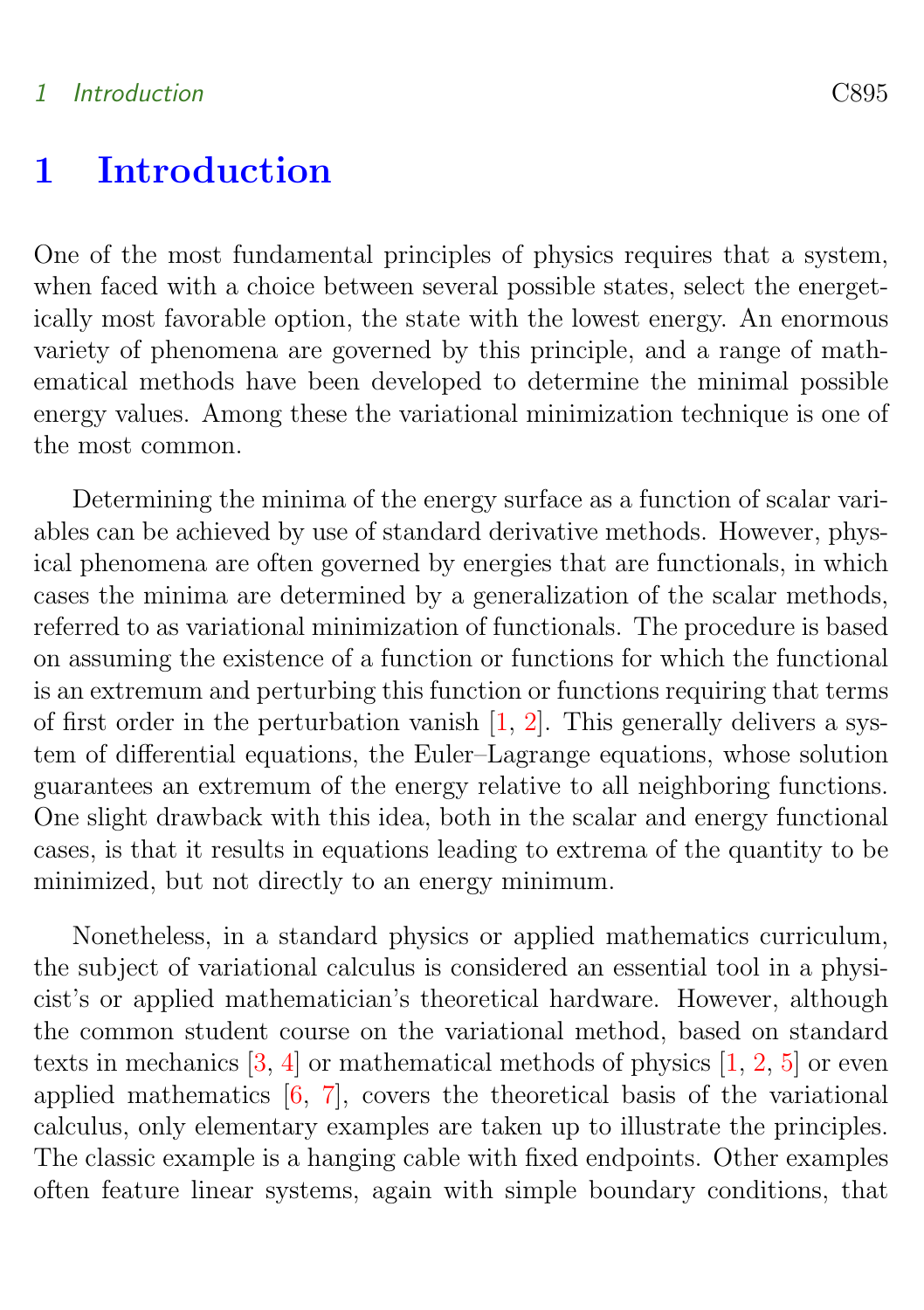# 1 Introduction

One of the most fundamental principles of physics requires that a system, when faced with a choice between several possible states, select the energetically most favorable option, the state with the lowest energy. An enormous variety of phenomena are governed by this principle, and a range of mathematical methods have been developed to determine the minimal possible energy values. Among these the variational minimization technique is one of the most common.

Determining the minima of the energy surface as a function of scalar variables can be achieved by use of standard derivative methods. However, physical phenomena are often governed by energies that are functionals, in which cases the minima are determined by a generalization of the scalar methods, referred to as variational minimization of functionals. The procedure is based on assuming the existence of a function or functions for which the functional is an extremum and perturbing this function or functions requiring that terms of first order in the perturbation vanish [1, 2]. This generally delivers a system of differential equations, the Euler–Lagrange equations, whose solution guarantees an extremum of the energy relative to all neighboring functions. One slight drawback with this idea, both in the scalar and energy functional cases, is that it results in equations leading to extrema of the quantity to be minimized, but not directly to an energy minimum.

Nonetheless, in a standard physics or applied mathematics curriculum, the subject of variational calculus is considered an essential tool in a physicist's or applied mathematician's theoretical hardware. However, although the common student course on the variational method, based on standard texts in mechanics [3, 4] or mathematical methods of physics [1, 2, 5] or even applied mathematics [6, 7], covers the theoretical basis of the variational calculus, only elementary examples are taken up to illustrate the principles. The classic example is a hanging cable with fixed endpoints. Other examples often feature linear systems, again with simple boundary conditions, that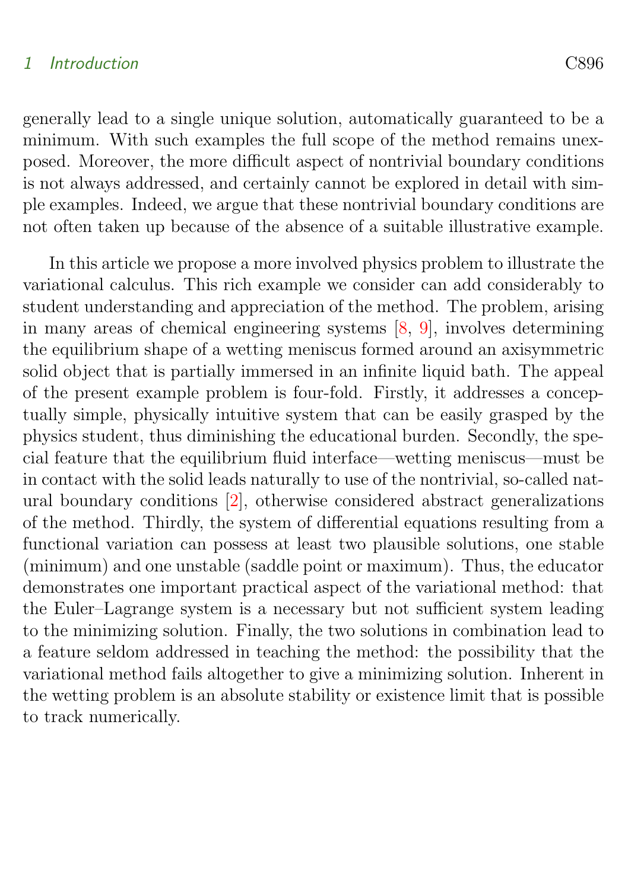generally lead to a single unique solution, automatically guaranteed to be a minimum. With such examples the full scope of the method remains unexposed. Moreover, the more difficult aspect of nontrivial boundary conditions is not always addressed, and certainly cannot be explored in detail with simple examples. Indeed, we argue that these nontrivial boundary conditions are not often taken up because of the absence of a suitable illustrative example.

In this article we propose a more involved physics problem to illustrate the variational calculus. This rich example we consider can add considerably to student understanding and appreciation of the method. The problem, arising in many areas of chemical engineering systems [8, 9], involves determining the equilibrium shape of a wetting meniscus formed around an axisymmetric solid object that is partially immersed in an infinite liquid bath. The appeal of the present example problem is four-fold. Firstly, it addresses a conceptually simple, physically intuitive system that can be easily grasped by the physics student, thus diminishing the educational burden. Secondly, the special feature that the equilibrium fluid interface—wetting meniscus—must be in contact with the solid leads naturally to use of the nontrivial, so-called natural boundary conditions [2], otherwise considered abstract generalizations of the method. Thirdly, the system of differential equations resulting from a functional variation can possess at least two plausible solutions, one stable (minimum) and one unstable (saddle point or maximum). Thus, the educator demonstrates one important practical aspect of the variational method: that the Euler–Lagrange system is a necessary but not sufficient system leading to the minimizing solution. Finally, the two solutions in combination lead to a feature seldom addressed in teaching the method: the possibility that the variational method fails altogether to give a minimizing solution. Inherent in the wetting problem is an absolute stability or existence limit that is possible to track numerically.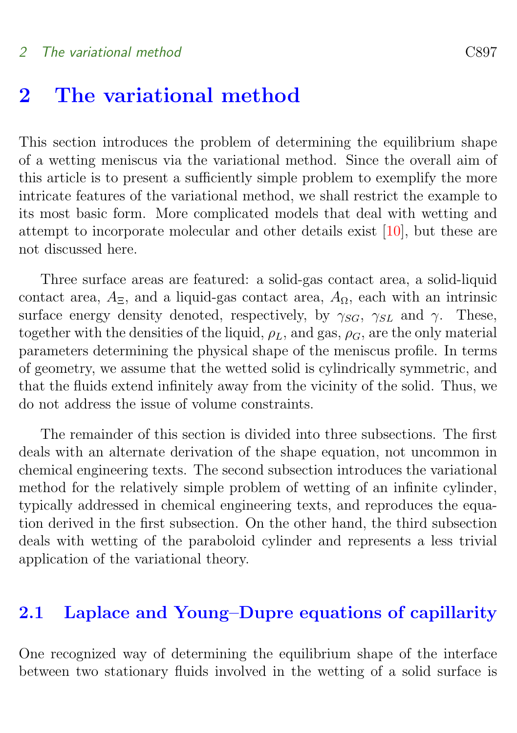# 2 The variational method

This section introduces the problem of determining the equilibrium shape of a wetting meniscus via the variational method. Since the overall aim of this article is to present a sufficiently simple problem to exemplify the more intricate features of the variational method, we shall restrict the example to its most basic form. More complicated models that deal with wetting and attempt to incorporate molecular and other details exist [10], but these are not discussed here.

Three surface areas are featured: a solid-gas contact area, a solid-liquid contact area, $A_\Xi$, and a liquid-gas contact area, $A_\Omega$, each with an intrinsic surface energy density denoted, respectively, by $\gamma_{SG}$, $\gamma_{SL}$ and $\gamma$. These, together with the densities of the liquid, $\rho_L$, and gas, $\rho_G$, are the only material parameters determining the physical shape of the meniscus profile. In terms of geometry, we assume that the wetted solid is cylindrically symmetric, and that the fluids extend infinitely away from the vicinity of the solid. Thus, we do not address the issue of volume constraints.

The remainder of this section is divided into three subsections. The first deals with an alternate derivation of the shape equation, not uncommon in chemical engineering texts. The second subsection introduces the variational method for the relatively simple problem of wetting of an infinite cylinder, typically addressed in chemical engineering texts, and reproduces the equation derived in the first subsection. On the other hand, the third subsection deals with wetting of the paraboloid cylinder and represents a less trivial application of the variational theory.

## 2.1 Laplace and Young–Dupre equations of capillarity

One recognized way of determining the equilibrium shape of the interface between two stationary fluids involved in the wetting of a solid surface is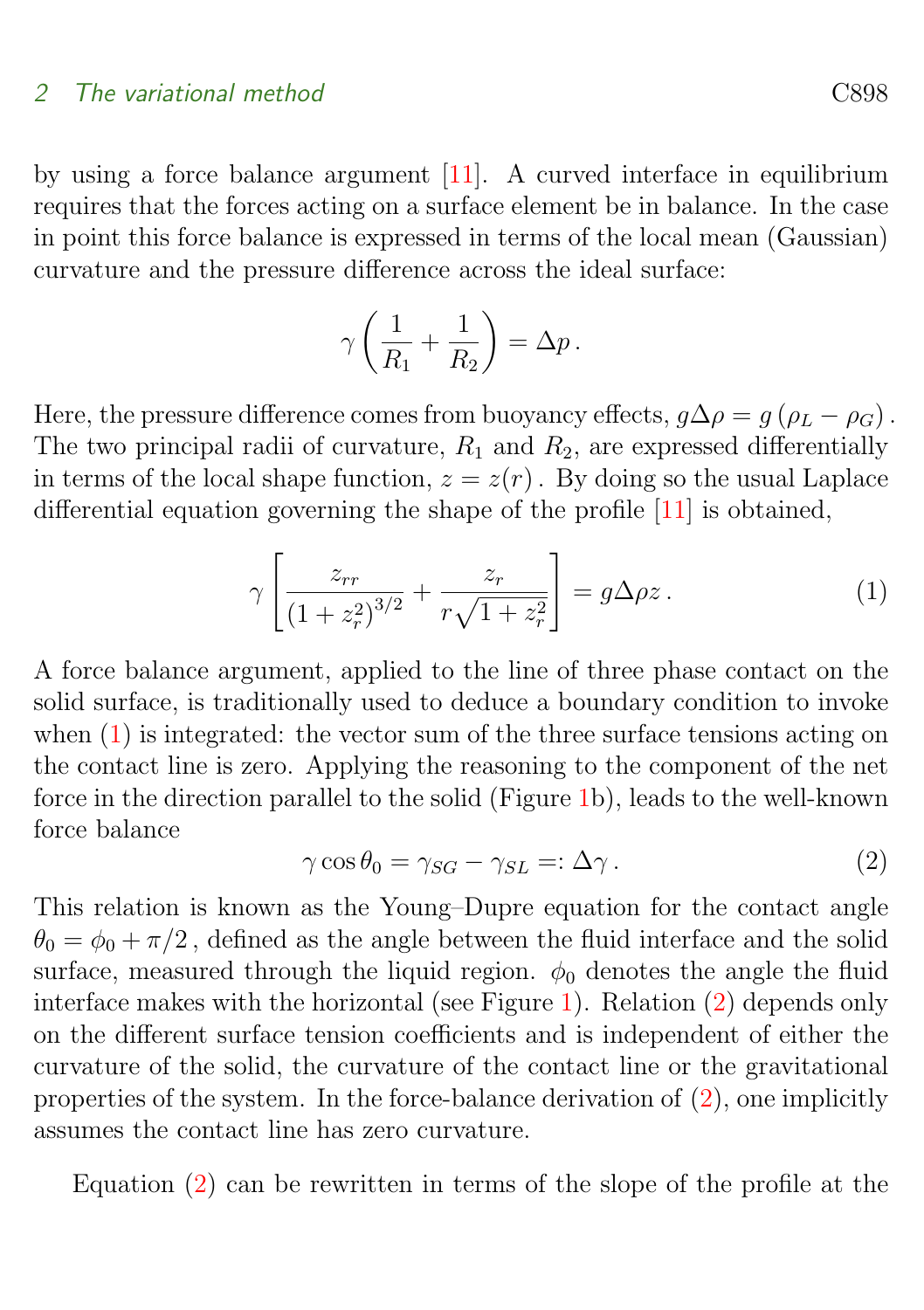by using a force balance argument [11]. A curved interface in equilibrium requires that the forces acting on a surface element be in balance. In the case in point this force balance is expressed in terms of the local mean (Gaussian) curvature and the pressure difference across the ideal surface:

$$\gamma\left(\frac{1}{R_1}+\frac{1}{R_2}\right)=\Delta p\,.$$

Here, the pressure difference comes from buoyancy effects, $g\Delta\rho = g\left(\rho_L-\rho_G\right)$. The two principal radii of curvature, $R_1$ and $R_2$, are expressed differentially in terms of the local shape function, $z = z(r)$. By doing so the usual Laplace differential equation governing the shape of the profile [11] is obtained,

$$\gamma\left[\frac{z_{rr}}{\left(1+z_r^2\right)^{3/2}}+\frac{z_r}{r\sqrt{1+z_r^2}}\right]=g\Delta\rho z\,. \tag{1}$$

A force balance argument, applied to the line of three phase contact on the solid surface, is traditionally used to deduce a boundary condition to invoke when (1) is integrated: the vector sum of the three surface tensions acting on the contact line is zero. Applying the reasoning to the component of the net force in the direction parallel to the solid (Figure 1b), leads to the well-known force balance

$$\gamma\cos\theta_0=\gamma_{SG}-\gamma_{SL}=:\Delta\gamma\,. \tag{2}$$

This relation is known as the Young–Dupre equation for the contact angle $\theta_0 = \phi_0 + \pi/2$, defined as the angle between the fluid interface and the solid surface, measured through the liquid region. $\phi_0$ denotes the angle the fluid interface makes with the horizontal (see Figure 1). Relation (2) depends only on the different surface tension coefficients and is independent of either the curvature of the solid, the curvature of the contact line or the gravitational properties of the system. In the force-balance derivation of (2), one implicitly assumes the contact line has zero curvature.

Equation (2) can be rewritten in terms of the slope of the profile at the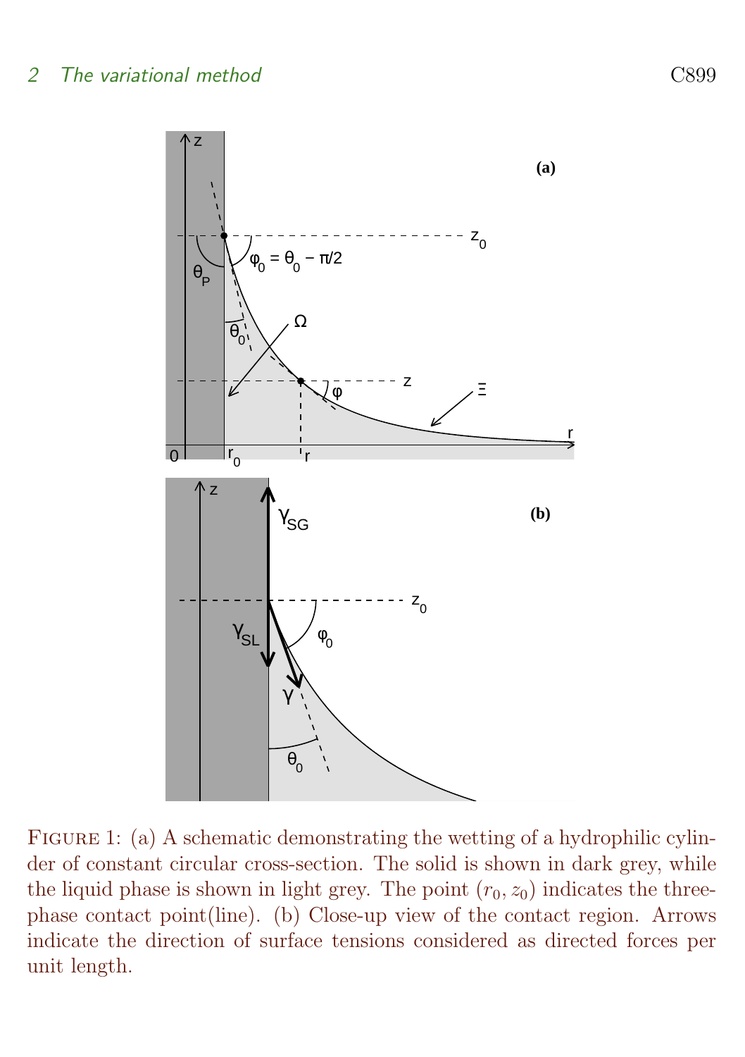FIGURE 1: (a) A schematic demonstrating the wetting of a hydrophilic cylinder of constant circular cross-section. The solid is shown in dark grey, while the liquid phase is shown in light grey. The point $(r_0, z_0)$ indicates the three-phase contact point(line). (b) Close-up view of the contact region. Arrows indicate the direction of surface tensions considered as directed forces per unit length.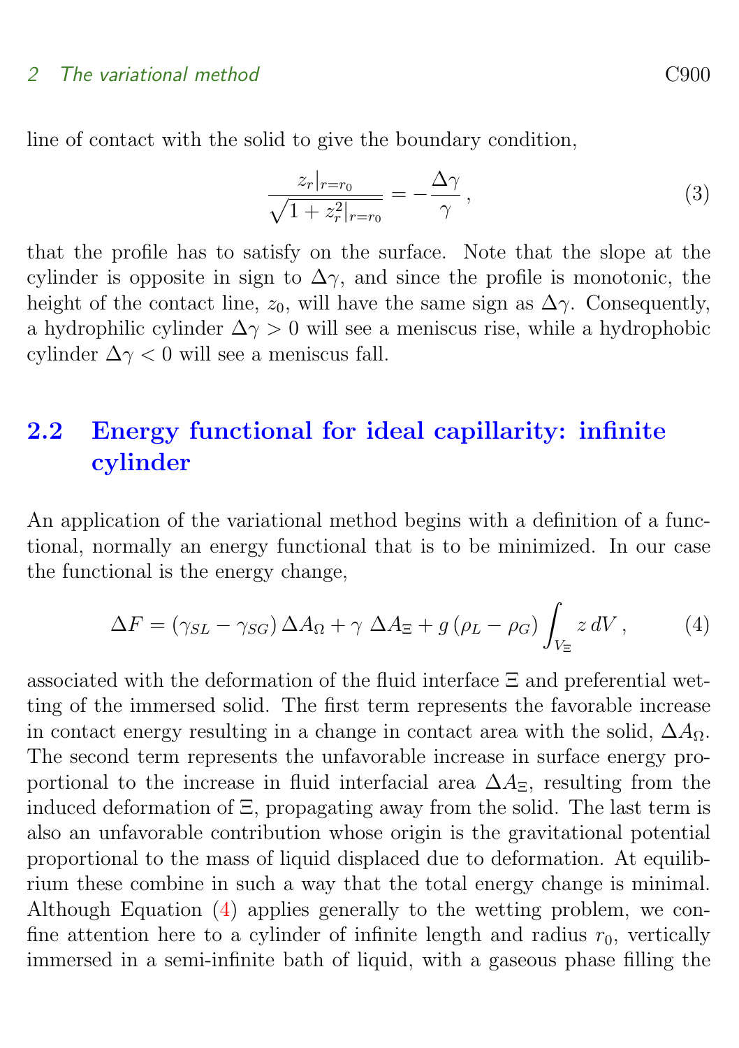line of contact with the solid to give the boundary condition,

$$\frac{z_r|_{r=r_0}}{\sqrt{1+z_r^2|_{r=r_0}}} = -\frac{\Delta\gamma}{\gamma}\,, \tag{3}$$

that the profile has to satisfy on the surface. Note that the slope at the cylinder is opposite in sign to $\Delta\gamma$, and since the profile is monotonic, the height of the contact line, $z_0$, will have the same sign as $\Delta\gamma$. Consequently, a hydrophilic cylinder $\Delta\gamma > 0$ will see a meniscus rise, while a hydrophobic cylinder $\Delta\gamma < 0$ will see a meniscus fall.

## 2.2 Energy functional for ideal capillarity: infinite cylinder

An application of the variational method begins with a definition of a functional, normally an energy functional that is to be minimized. In our case the functional is the energy change,

$$\Delta F = (\gamma_{SL} - \gamma_{SG})\,\Delta A_\Omega + \gamma\;\Delta A_\Xi + g\,(\rho_L - \rho_G)\int_{V_\Xi} z\,dV\,, \tag{4}$$

associated with the deformation of the fluid interface $\Xi$ and preferential wetting of the immersed solid. The first term represents the favorable increase in contact energy resulting in a change in contact area with the solid, $\Delta A_\Omega$. The second term represents the unfavorable increase in surface energy proportional to the increase in fluid interfacial area $\Delta A_\Xi$, resulting from the induced deformation of $\Xi$, propagating away from the solid. The last term is also an unfavorable contribution whose origin is the gravitational potential proportional to the mass of liquid displaced due to deformation. At equilibrium these combine in such a way that the total energy change is minimal. Although Equation (4) applies generally to the wetting problem, we confine attention here to a cylinder of infinite length and radius $r_0$, vertically immersed in a semi-infinite bath of liquid, with a gaseous phase filling the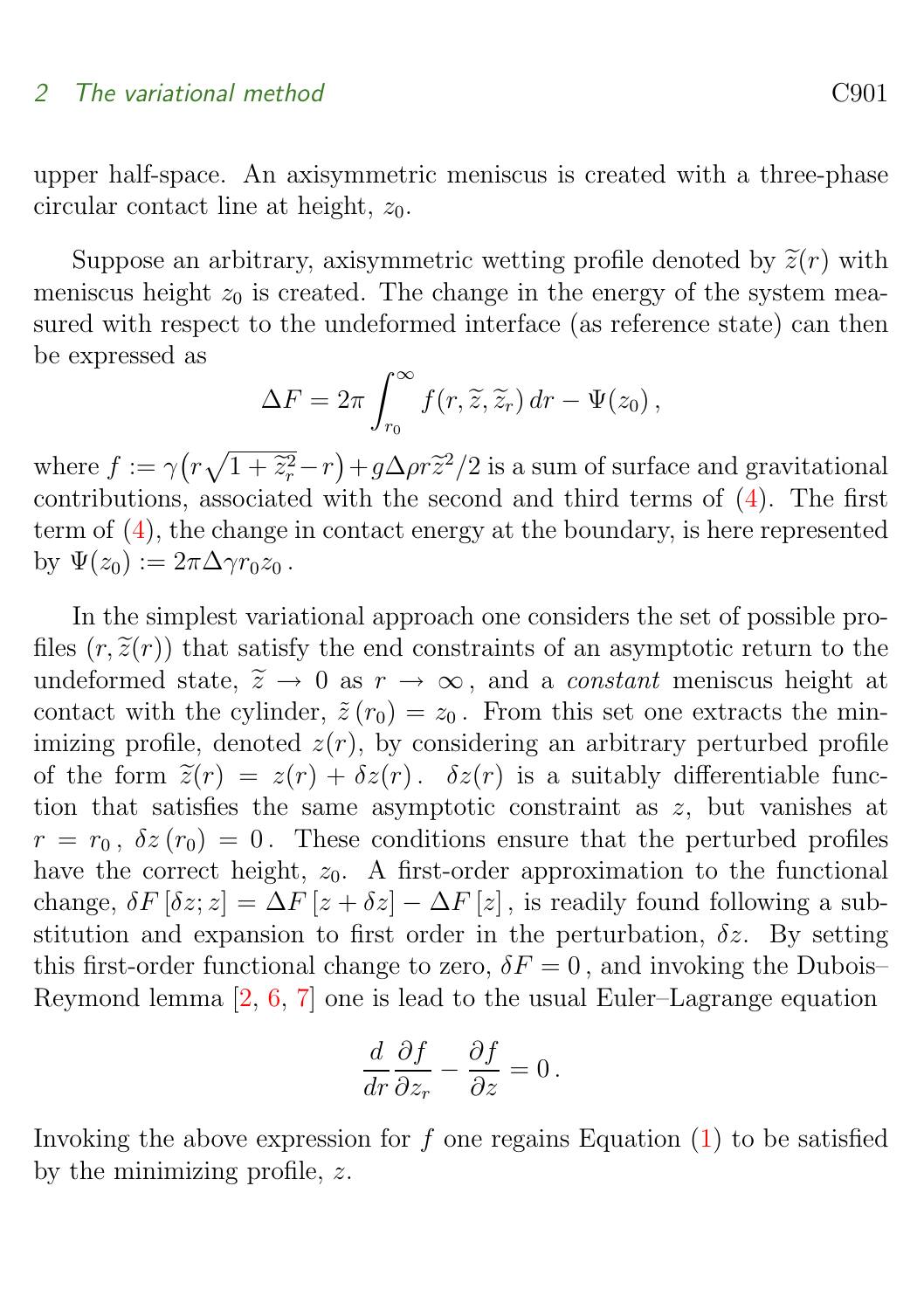upper half-space. An axisymmetric meniscus is created with a three-phase circular contact line at height, $z_0$.

Suppose an arbitrary, axisymmetric wetting profile denoted by $\widetilde{z}(r)$ with meniscus height $z_0$ is created. The change in the energy of the system measured with respect to the undeformed interface (as reference state) can then be expressed as

$$\Delta F = 2\pi \int_{r_0}^{\infty} f(r, \widetilde{z}, \widetilde{z}_r)\, dr - \Psi(z_0)\,,$$

where $f := \gamma\big(r\sqrt{1+\widetilde{z}_r^2} - r\big) + g\Delta\rho r \widetilde{z}^2/2$ is a sum of surface and gravitational contributions, associated with the second and third terms of (4). The first term of (4), the change in contact energy at the boundary, is here represented by $\Psi(z_0) := 2\pi\Delta\gamma r_0 z_0$.

In the simplest variational approach one considers the set of possible profiles $(r, \widetilde{z}(r))$ that satisfy the end constraints of an asymptotic return to the undeformed state, $\widetilde{z} \to 0$ as $r \to \infty$, and a *constant* meniscus height at contact with the cylinder, $\tilde{z}\,(r_0) = z_0$. From this set one extracts the minimizing profile, denoted $z(r)$, by considering an arbitrary perturbed profile of the form $\widetilde{z}(r) = z(r) + \delta z(r)$. $\delta z(r)$ is a suitably differentiable function that satisfies the same asymptotic constraint as $z$, but vanishes at $r = r_0$, $\delta z\,(r_0) = 0$. These conditions ensure that the perturbed profiles have the correct height, $z_0$. A first-order approximation to the functional change, $\delta F\,[\delta z; z] = \Delta F\,[z + \delta z] - \Delta F\,[z]$, is readily found following a substitution and expansion to first order in the perturbation, $\delta z$. By setting this first-order functional change to zero, $\delta F = 0$, and invoking the Dubois–Reymond lemma [2, 6, 7] one is lead to the usual Euler–Lagrange equation

$$\frac{d}{dr}\frac{\partial f}{\partial z_r} - \frac{\partial f}{\partial z} = 0\,.$$

Invoking the above expression for $f$ one regains Equation (1) to be satisfied by the minimizing profile, $z$.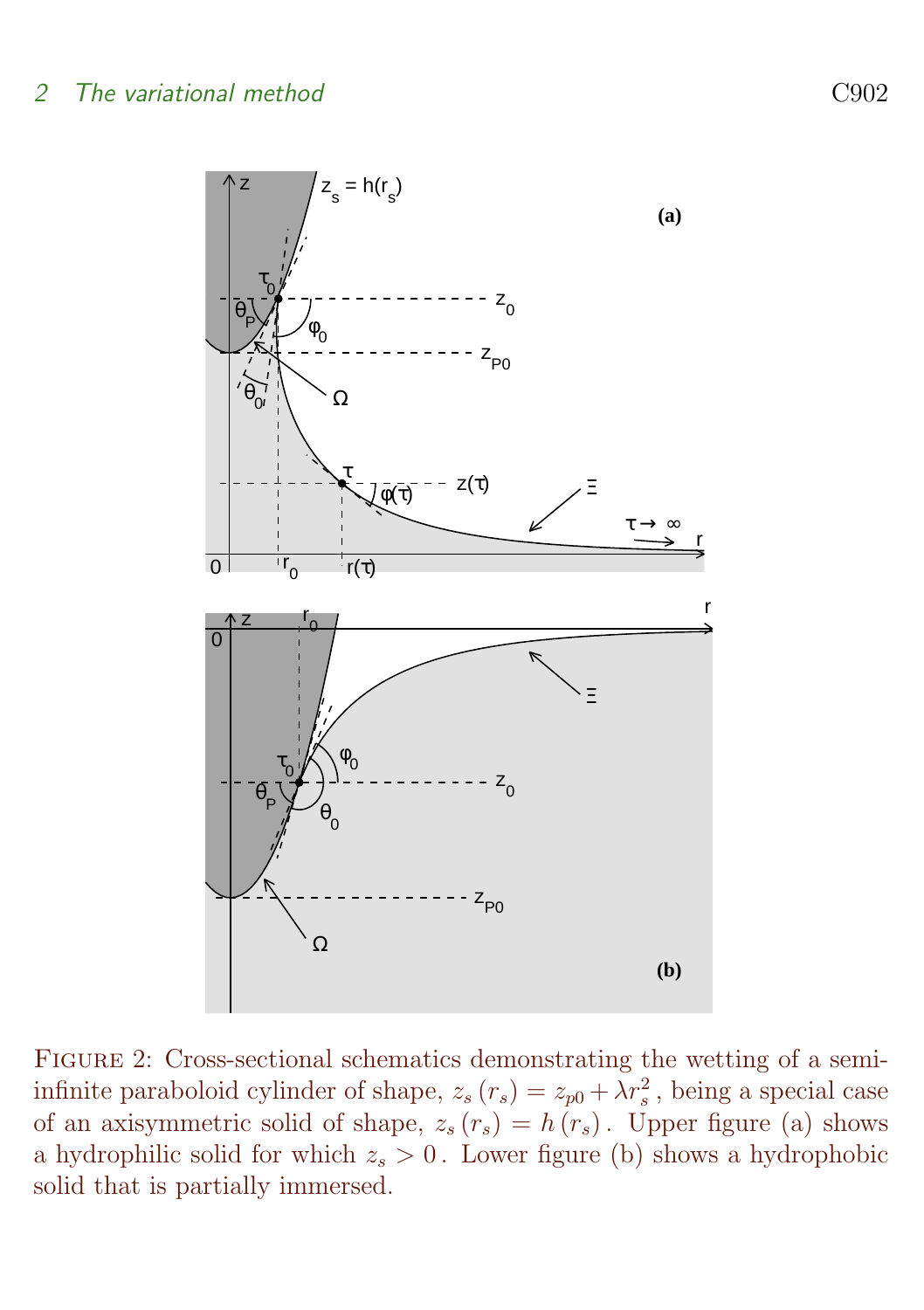FIGURE 2: Cross-sectional schematics demonstrating the wetting of a semi-infinite paraboloid cylinder of shape, $z_s(r_s) = z_{p0} + \lambda r_s^2$, being a special case of an axisymmetric solid of shape, $z_s(r_s) = h(r_s)$. Upper figure (a) shows a hydrophilic solid for which $z_s > 0$. Lower figure (b) shows a hydrophobic solid that is partially immersed.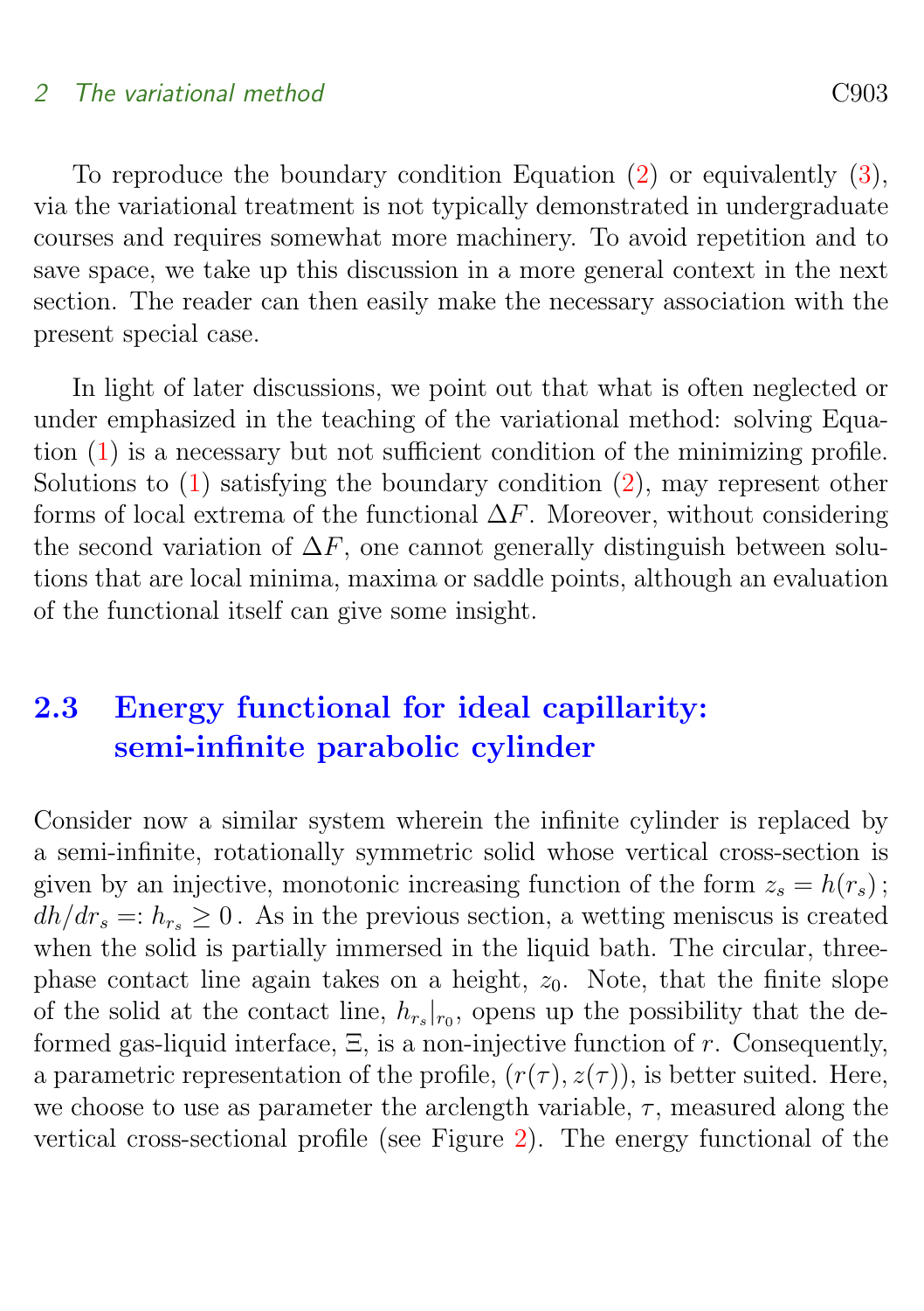To reproduce the boundary condition Equation (2) or equivalently (3), via the variational treatment is not typically demonstrated in undergraduate courses and requires somewhat more machinery. To avoid repetition and to save space, we take up this discussion in a more general context in the next section. The reader can then easily make the necessary association with the present special case.

In light of later discussions, we point out that what is often neglected or under emphasized in the teaching of the variational method: solving Equation (1) is a necessary but not sufficient condition of the minimizing profile. Solutions to (1) satisfying the boundary condition (2), may represent other forms of local extrema of the functional $\Delta F$. Moreover, without considering the second variation of $\Delta F$, one cannot generally distinguish between solutions that are local minima, maxima or saddle points, although an evaluation of the functional itself can give some insight.

## 2.3 Energy functional for ideal capillarity: semi-infinite parabolic cylinder

Consider now a similar system wherein the infinite cylinder is replaced by a semi-infinite, rotationally symmetric solid whose vertical cross-section is given by an injective, monotonic increasing function of the form $z_s = h(r_s)$; $dh/dr_s =: h_{r_s} \geq 0$. As in the previous section, a wetting meniscus is created when the solid is partially immersed in the liquid bath. The circular, three-phase contact line again takes on a height, $z_0$. Note, that the finite slope of the solid at the contact line, $h_{r_s}|_{r_0}$, opens up the possibility that the deformed gas-liquid interface, $\Xi$, is a non-injective function of $r$. Consequently, a parametric representation of the profile, $(r(\tau), z(\tau))$, is better suited. Here, we choose to use as parameter the arclength variable, $\tau$, measured along the vertical cross-sectional profile (see Figure 2). The energy functional of the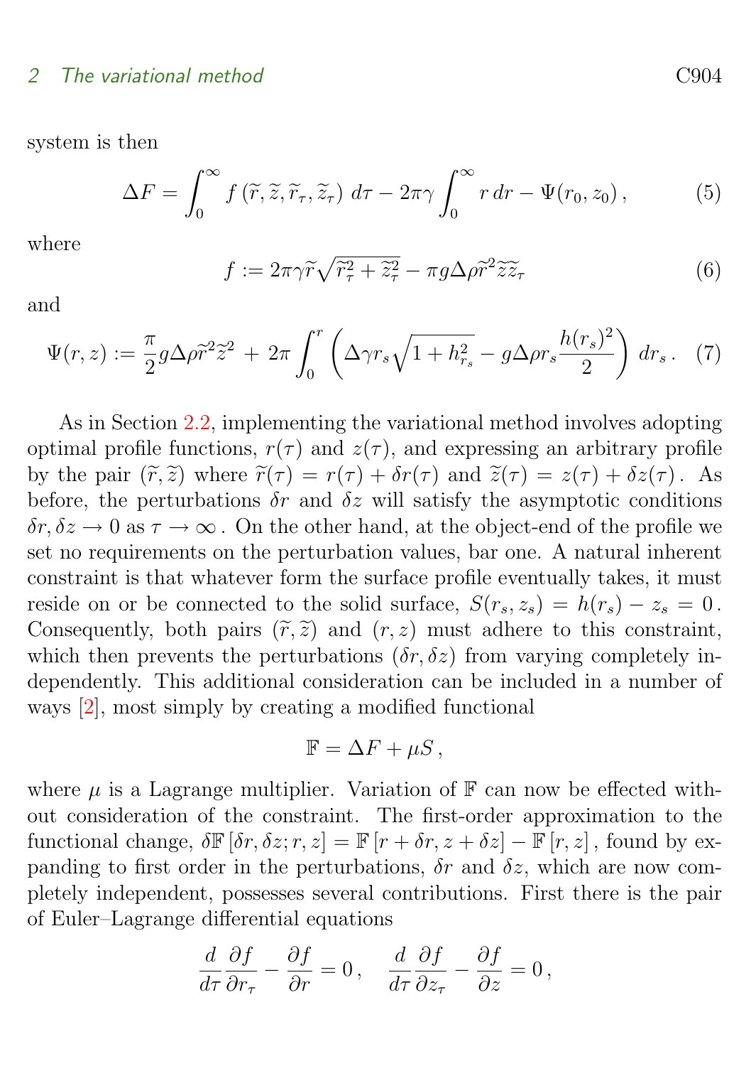system is then

$$\Delta F = \int_0^\infty f\left(\widetilde{r}, \widetilde{z}, \widetilde{r}_\tau, \widetilde{z}_\tau\right)\, d\tau - 2\pi\gamma \int_0^\infty r\, dr - \Psi(r_0, z_0)\,, \tag{5}$$

where

$$f := 2\pi\gamma\widetilde{r}\sqrt{\widetilde{r}_\tau^2 + \widetilde{z}_\tau^2} - \pi g \Delta\rho \widetilde{r}^2 \widetilde{z}\widetilde{z}_\tau \tag{6}$$

and

$$\Psi(r, z) := \frac{\pi}{2} g \Delta\rho \widetilde{r}^2 \widetilde{z}^2 \, + \, 2\pi \int_0^r \left( \Delta\gamma r_s \sqrt{1 + h_{r_s}^2} - g\Delta\rho r_s \frac{h(r_s)^2}{2} \right) dr_s\,. \tag{7}$$

As in Section 2.2, implementing the variational method involves adopting optimal profile functions, $r(\tau)$ and $z(\tau)$, and expressing an arbitrary profile by the pair $(\widetilde{r}, \widetilde{z})$ where $\widetilde{r}(\tau) = r(\tau) + \delta r(\tau)$ and $\widetilde{z}(\tau) = z(\tau) + \delta z(\tau)$. As before, the perturbations $\delta r$ and $\delta z$ will satisfy the asymptotic conditions $\delta r, \delta z \to 0$ as $\tau \to \infty$. On the other hand, at the object-end of the profile we set no requirements on the perturbation values, bar one. A natural inherent constraint is that whatever form the surface profile eventually takes, it must reside on or be connected to the solid surface, $S(r_s, z_s) = h(r_s) - z_s = 0$. Consequently, both pairs $(\widetilde{r}, \widetilde{z})$ and $(r, z)$ must adhere to this constraint, which then prevents the perturbations $(\delta r, \delta z)$ from varying completely independently. This additional consideration can be included in a number of ways [2], most simply by creating a modified functional

$$\mathbb{F} = \Delta F + \mu S\,,$$

where $\mu$ is a Lagrange multiplier. Variation of $\mathbb{F}$ can now be effected without consideration of the constraint. The first-order approximation to the functional change, $\delta\mathbb{F}\left[\delta r, \delta z; r, z\right] = \mathbb{F}\left[r + \delta r, z + \delta z\right] - \mathbb{F}\left[r, z\right]$, found by expanding to first order in the perturbations, $\delta r$ and $\delta z$, which are now completely independent, possesses several contributions. First there is the pair of Euler–Lagrange differential equations

$$\frac{d}{d\tau}\frac{\partial f}{\partial r_\tau} - \frac{\partial f}{\partial r} = 0\,, \quad \frac{d}{d\tau}\frac{\partial f}{\partial z_\tau} - \frac{\partial f}{\partial z} = 0\,,$$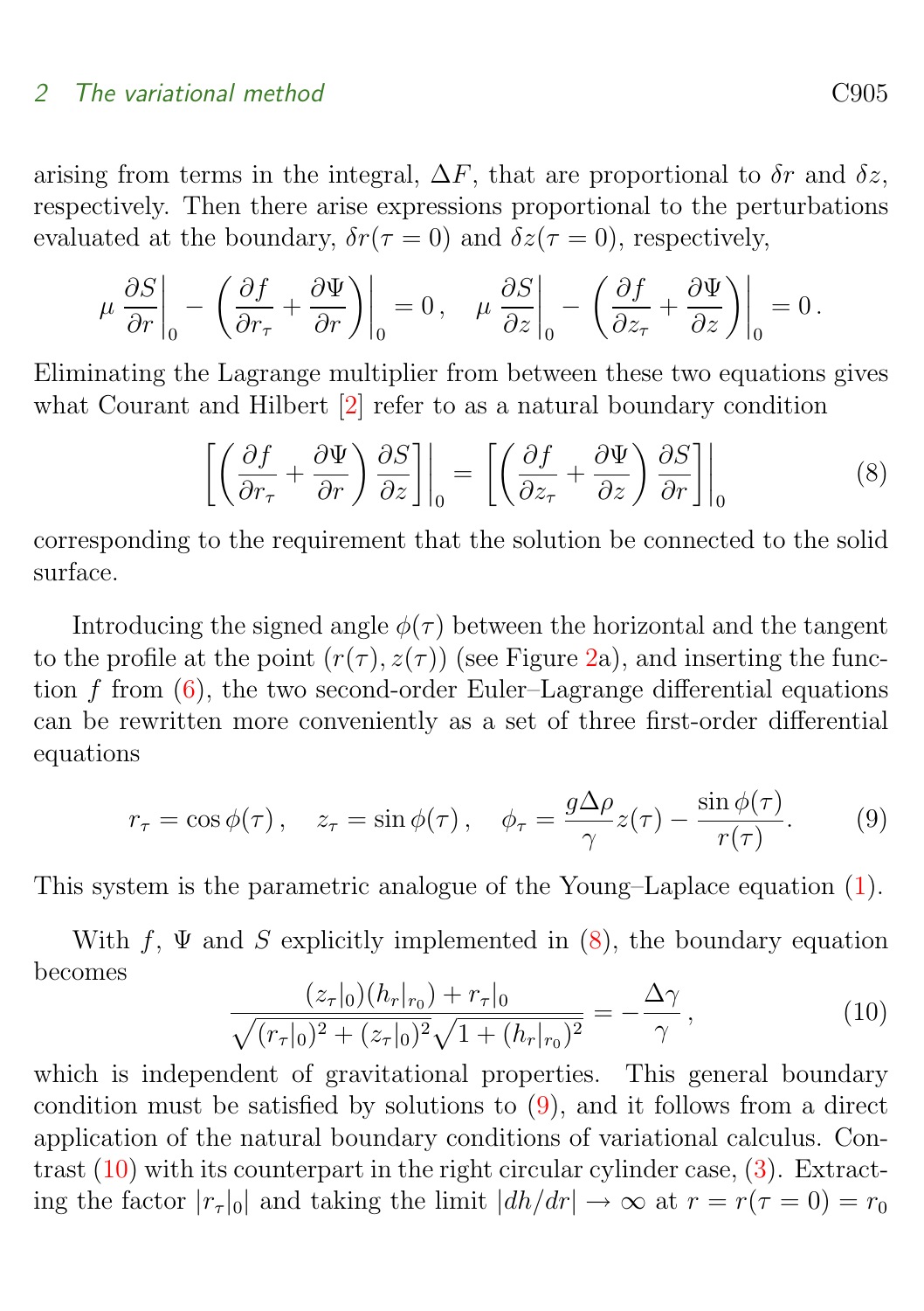arising from terms in the integral, $\Delta F$, that are proportional to $\delta r$ and $\delta z$, respectively. Then there arise expressions proportional to the perturbations evaluated at the boundary, $\delta r(\tau = 0)$ and $\delta z(\tau = 0)$, respectively,

$$\mu \left.\frac{\partial S}{\partial r}\right|_0 - \left.\left(\frac{\partial f}{\partial r_\tau} + \frac{\partial \Psi}{\partial r}\right)\right|_0 = 0\,, \quad \mu \left.\frac{\partial S}{\partial z}\right|_0 - \left.\left(\frac{\partial f}{\partial z_\tau} + \frac{\partial \Psi}{\partial z}\right)\right|_0 = 0\,.$$

Eliminating the Lagrange multiplier from between these two equations gives what Courant and Hilbert [2] refer to as a natural boundary condition

$$\left.\left[\left(\frac{\partial f}{\partial r_\tau} + \frac{\partial \Psi}{\partial r}\right)\frac{\partial S}{\partial z}\right]\right|_0 = \left.\left[\left(\frac{\partial f}{\partial z_\tau} + \frac{\partial \Psi}{\partial z}\right)\frac{\partial S}{\partial r}\right]\right|_0 \tag{8}$$

corresponding to the requirement that the solution be connected to the solid surface.

Introducing the signed angle $\phi(\tau)$ between the horizontal and the tangent to the profile at the point $(r(\tau), z(\tau))$ (see Figure 2a), and inserting the function $f$ from (6), the two second-order Euler–Lagrange differential equations can be rewritten more conveniently as a set of three first-order differential equations

$$r_\tau = \cos\phi(\tau)\,, \quad z_\tau = \sin\phi(\tau)\,, \quad \phi_\tau = \frac{g\Delta\rho}{\gamma} z(\tau) - \frac{\sin\phi(\tau)}{r(\tau)}. \tag{9}$$

This system is the parametric analogue of the Young–Laplace equation (1).

With $f$, $\Psi$ and $S$ explicitly implemented in (8), the boundary equation becomes

$$\frac{(z_\tau|_0)(h_r|_{r_0}) + r_\tau|_0}{\sqrt{(r_\tau|_0)^2 + (z_\tau|_0)^2}\sqrt{1 + (h_r|_{r_0})^2}} = -\frac{\Delta\gamma}{\gamma}\,, \tag{10}$$

which is independent of gravitational properties. This general boundary condition must be satisfied by solutions to (9), and it follows from a direct application of the natural boundary conditions of variational calculus. Contrast (10) with its counterpart in the right circular cylinder case, (3). Extracting the factor $|r_\tau|_0|$ and taking the limit $|dh/dr| \to \infty$ at $r = r(\tau = 0) = r_0$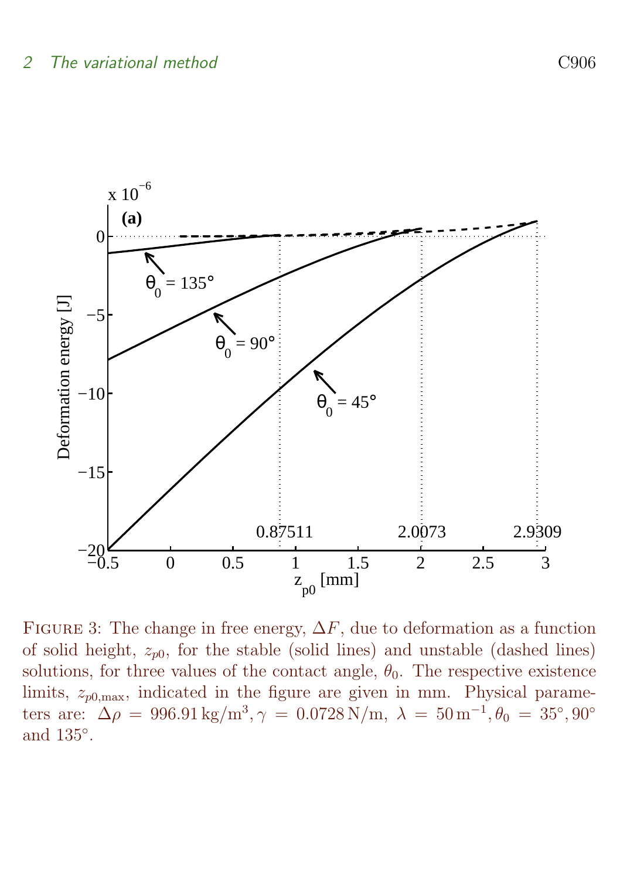FIGURE 3: The change in free energy, $\Delta F$, due to deformation as a function of solid height, $z_{p0}$, for the stable (solid lines) and unstable (dashed lines) solutions, for three values of the contact angle, $\theta_0$. The respective existence limits, $z_{p0,\max}$, indicated in the figure are given in mm. Physical parameters are: $\Delta\rho = 996.91\,\mathrm{kg/m^3}, \gamma = 0.0728\,\mathrm{N/m},\ \lambda = 50\,\mathrm{m^{-1}}, \theta_0 = 35^\circ, 90^\circ$ and $135^\circ$.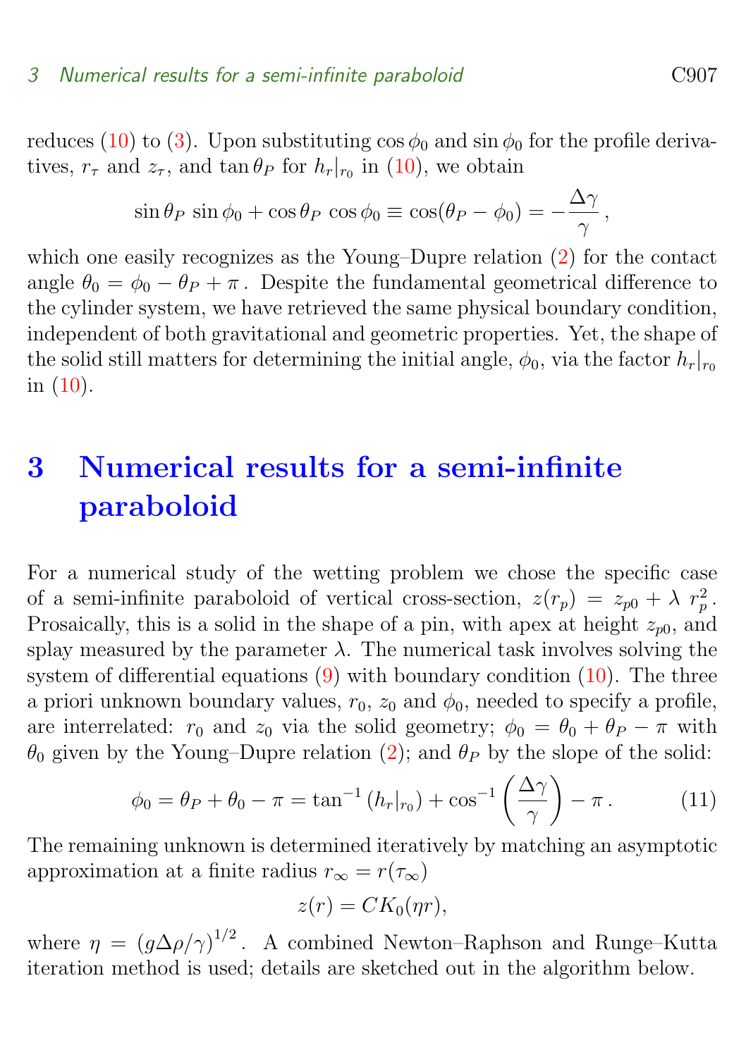reduces (10) to (3). Upon substituting $\cos\phi_0$ and $\sin\phi_0$ for the profile derivatives, $r_\tau$ and $z_\tau$, and $\tan\theta_P$ for $h_r|_{r0}$ in (10), we obtain

$$\sin\theta_P\,\sin\phi_0 + \cos\theta_P\,\cos\phi_0 \equiv \cos(\theta_P - \phi_0) = -\frac{\Delta\gamma}{\gamma}\,,$$

which one easily recognizes as the Young–Dupre relation (2) for the contact angle $\theta_0 = \phi_0 - \theta_P + \pi$. Despite the fundamental geometrical difference to the cylinder system, we have retrieved the same physical boundary condition, independent of both gravitational and geometric properties. Yet, the shape of the solid still matters for determining the initial angle, $\phi_0$, via the factor $h_r|_{r0}$ in (10).

# 3 Numerical results for a semi-infinite paraboloid

For a numerical study of the wetting problem we chose the specific case of a semi-infinite paraboloid of vertical cross-section, $z(r_p) = z_{p0} + \lambda\ r_p^2$. Prosaically, this is a solid in the shape of a pin, with apex at height $z_{p0}$, and splay measured by the parameter $\lambda$. The numerical task involves solving the system of differential equations (9) with boundary condition (10). The three a priori unknown boundary values, $r_0$, $z_0$ and $\phi_0$, needed to specify a profile, are interrelated: $r_0$ and $z_0$ via the solid geometry; $\phi_0 = \theta_0 + \theta_P - \pi$ with $\theta_0$ given by the Young–Dupre relation (2); and $\theta_P$ by the slope of the solid:

$$\phi_0 = \theta_P + \theta_0 - \pi = \tan^{-1}\left(h_r|_{r_0}\right) + \cos^{-1}\left(\frac{\Delta\gamma}{\gamma}\right) - \pi\,. \qquad (11)$$

The remaining unknown is determined iteratively by matching an asymptotic approximation at a finite radius $r_\infty = r(\tau_\infty)$

$$z(r) = CK_0(\eta r),$$

where $\eta = (g\Delta\rho/\gamma)^{1/2}$. A combined Newton–Raphson and Runge–Kutta iteration method is used; details are sketched out in the algorithm below.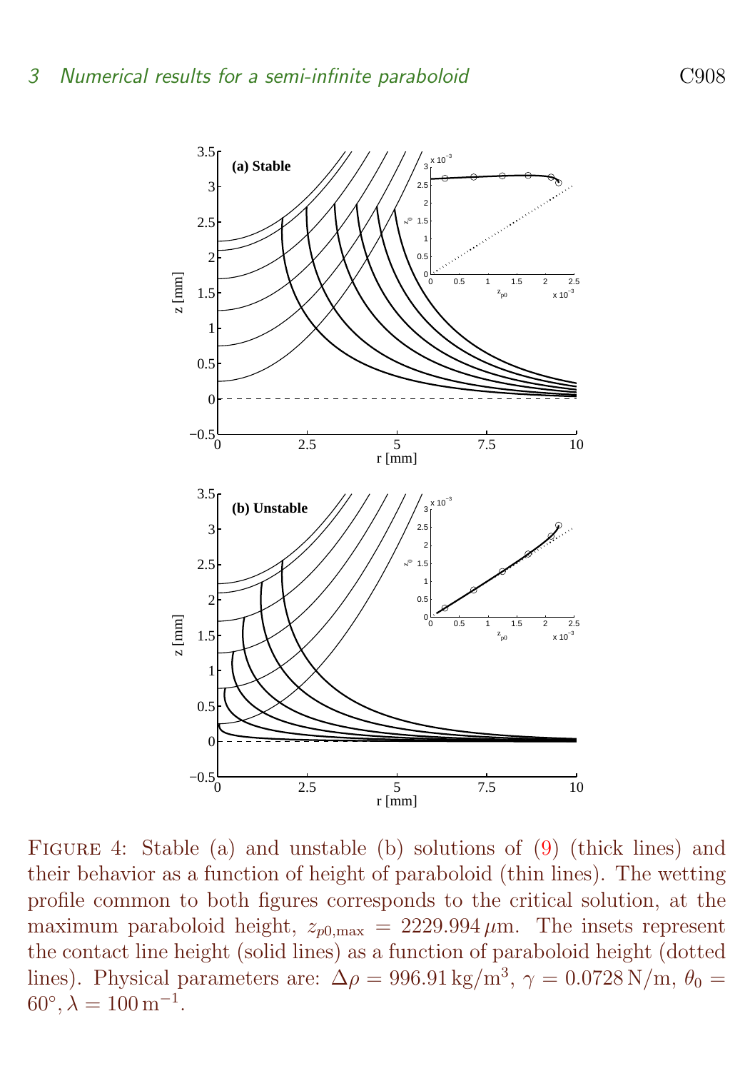FIGURE 4: Stable (a) and unstable (b) solutions of (9) (thick lines) and their behavior as a function of height of paraboloid (thin lines). The wetting profile common to both figures corresponds to the critical solution, at the maximum paraboloid height, $z_{p0,\max} = 2229.994\,\mu\text{m}$. The insets represent the contact line height (solid lines) as a function of paraboloid height (dotted lines). Physical parameters are: $\Delta\rho = 996.91\,\text{kg/m}^3$, $\gamma = 0.0728\,\text{N/m}$, $\theta_0 = 60^\circ, \lambda = 100\,\text{m}^{-1}$.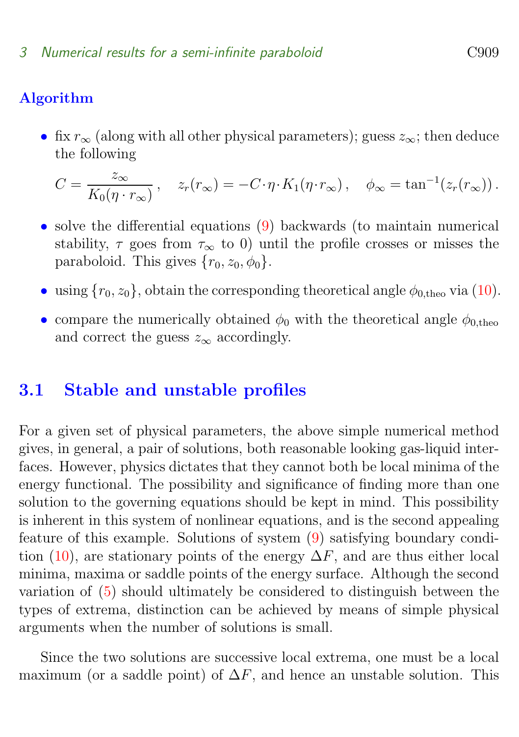### Algorithm

- fix $r_\infty$ (along with all other physical parameters); guess $z_\infty$; then deduce the following
$$C = \frac{z_\infty}{K_0(\eta \cdot r_\infty)}\,, \quad z_r(r_\infty) = -C \cdot \eta \cdot K_1(\eta \cdot r_\infty)\,, \quad \phi_\infty = \tan^{-1}(z_r(r_\infty))\,.$$
- solve the differential equations (9) backwards (to maintain numerical stability, $\tau$ goes from $\tau_\infty$ to 0) until the profile crosses or misses the paraboloid. This gives $\{r_0, z_0, \phi_0\}$.
- using $\{r_0, z_0\}$, obtain the corresponding theoretical angle $\phi_{0,\text{theo}}$ via (10).
- compare the numerically obtained $\phi_0$ with the theoretical angle $\phi_{0,\text{theo}}$ and correct the guess $z_\infty$ accordingly.

## 3.1 Stable and unstable profiles

For a given set of physical parameters, the above simple numerical method gives, in general, a pair of solutions, both reasonable looking gas-liquid interfaces. However, physics dictates that they cannot both be local minima of the energy functional. The possibility and significance of finding more than one solution to the governing equations should be kept in mind. This possibility is inherent in this system of nonlinear equations, and is the second appealing feature of this example. Solutions of system (9) satisfying boundary condition (10), are stationary points of the energy $\Delta F$, and are thus either local minima, maxima or saddle points of the energy surface. Although the second variation of (5) should ultimately be considered to distinguish between the types of extrema, distinction can be achieved by means of simple physical arguments when the number of solutions is small.

Since the two solutions are successive local extrema, one must be a local maximum (or a saddle point) of $\Delta F$, and hence an unstable solution. This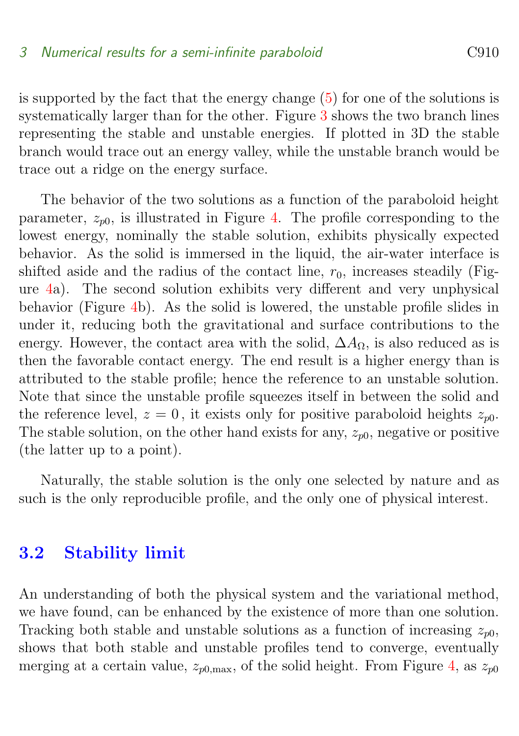is supported by the fact that the energy change (5) for one of the solutions is systematically larger than for the other. Figure 3 shows the two branch lines representing the stable and unstable energies. If plotted in 3D the stable branch would trace out an energy valley, while the unstable branch would be trace out a ridge on the energy surface.

The behavior of the two solutions as a function of the paraboloid height parameter, $z_{p0}$, is illustrated in Figure 4. The profile corresponding to the lowest energy, nominally the stable solution, exhibits physically expected behavior. As the solid is immersed in the liquid, the air-water interface is shifted aside and the radius of the contact line, $r_0$, increases steadily (Figure 4a). The second solution exhibits very different and very unphysical behavior (Figure 4b). As the solid is lowered, the unstable profile slides in under it, reducing both the gravitational and surface contributions to the energy. However, the contact area with the solid, $\Delta A_\Omega$, is also reduced as is then the favorable contact energy. The end result is a higher energy than is attributed to the stable profile; hence the reference to an unstable solution. Note that since the unstable profile squeezes itself in between the solid and the reference level, $z = 0$, it exists only for positive paraboloid heights $z_{p0}$. The stable solution, on the other hand exists for any, $z_{p0}$, negative or positive (the latter up to a point).

Naturally, the stable solution is the only one selected by nature and as such is the only reproducible profile, and the only one of physical interest.

## 3.2 Stability limit

An understanding of both the physical system and the variational method, we have found, can be enhanced by the existence of more than one solution. Tracking both stable and unstable solutions as a function of increasing $z_{p0}$, shows that both stable and unstable profiles tend to converge, eventually merging at a certain value, $z_{p0,\max}$, of the solid height. From Figure 4, as $z_{p0}$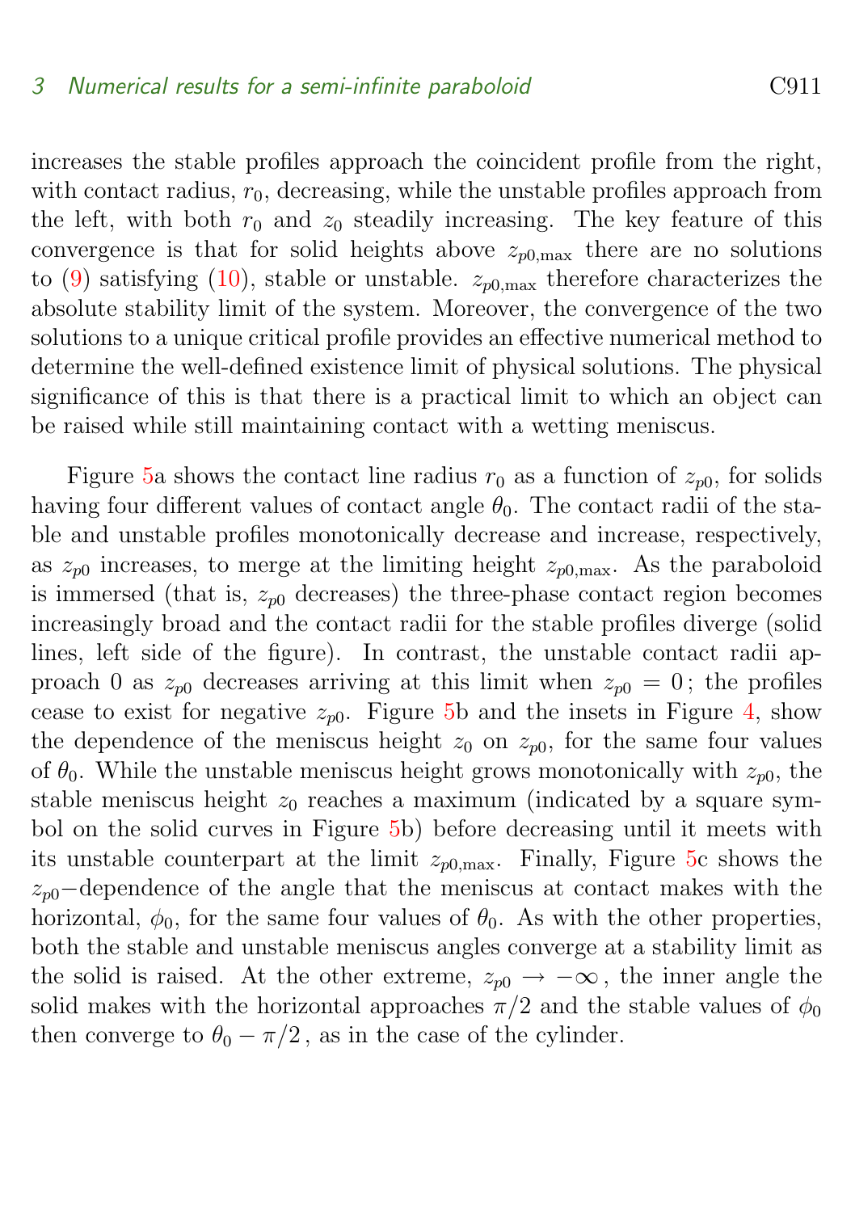increases the stable profiles approach the coincident profile from the right, with contact radius, $r_0$, decreasing, while the unstable profiles approach from the left, with both $r_0$ and $z_0$ steadily increasing. The key feature of this convergence is that for solid heights above $z_{p0,\max}$ there are no solutions to (9) satisfying (10), stable or unstable. $z_{p0,\max}$ therefore characterizes the absolute stability limit of the system. Moreover, the convergence of the two solutions to a unique critical profile provides an effective numerical method to determine the well-defined existence limit of physical solutions. The physical significance of this is that there is a practical limit to which an object can be raised while still maintaining contact with a wetting meniscus.

Figure 5a shows the contact line radius $r_0$ as a function of $z_{p0}$, for solids having four different values of contact angle $\theta_0$. The contact radii of the stable and unstable profiles monotonically decrease and increase, respectively, as $z_{p0}$ increases, to merge at the limiting height $z_{p0,\max}$. As the paraboloid is immersed (that is, $z_{p0}$ decreases) the three-phase contact region becomes increasingly broad and the contact radii for the stable profiles diverge (solid lines, left side of the figure). In contrast, the unstable contact radii approach 0 as $z_{p0}$ decreases arriving at this limit when $z_{p0} = 0$; the profiles cease to exist for negative $z_{p0}$. Figure 5b and the insets in Figure 4, show the dependence of the meniscus height $z_0$ on $z_{p0}$, for the same four values of $\theta_0$. While the unstable meniscus height grows monotonically with $z_{p0}$, the stable meniscus height $z_0$ reaches a maximum (indicated by a square symbol on the solid curves in Figure 5b) before decreasing until it meets with its unstable counterpart at the limit $z_{p0,\max}$. Finally, Figure 5c shows the $z_{p0}-$dependence of the angle that the meniscus at contact makes with the horizontal, $\phi_0$, for the same four values of $\theta_0$. As with the other properties, both the stable and unstable meniscus angles converge at a stability limit as the solid is raised. At the other extreme, $z_{p0} \to -\infty$, the inner angle the solid makes with the horizontal approaches $\pi/2$ and the stable values of $\phi_0$ then converge to $\theta_0 - \pi/2$, as in the case of the cylinder.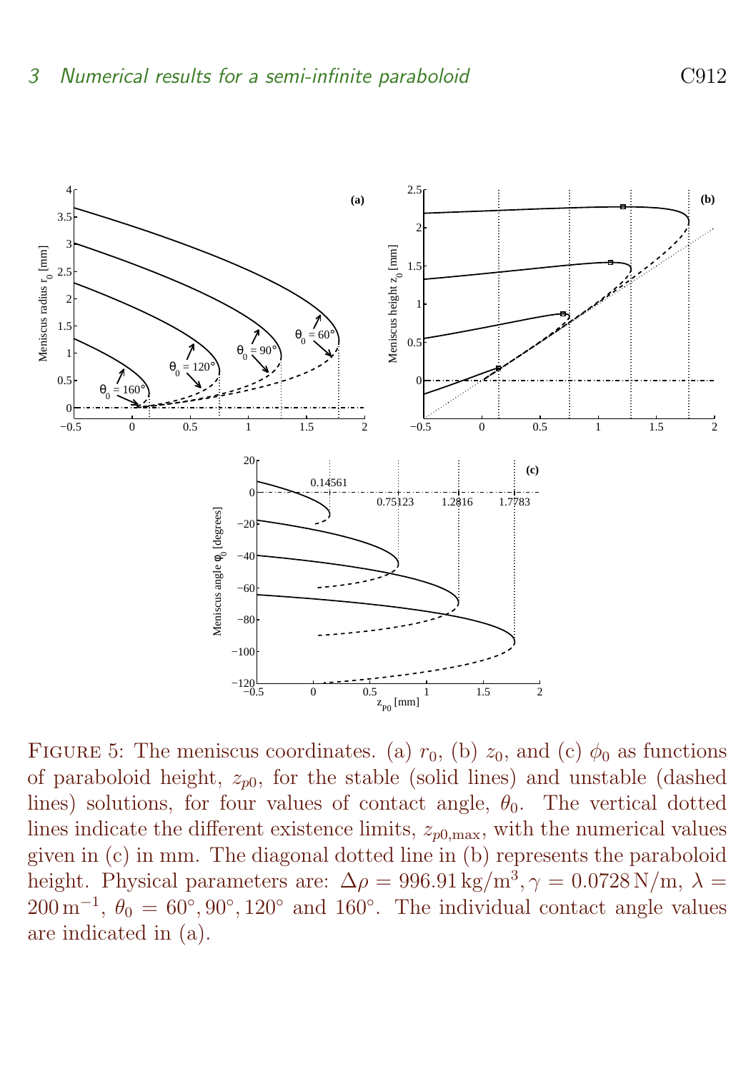FIGURE 5: The meniscus coordinates. (a) $r_0$, (b) $z_0$, and (c) $\phi_0$ as functions of paraboloid height, $z_{p0}$, for the stable (solid lines) and unstable (dashed lines) solutions, for four values of contact angle, $\theta_0$. The vertical dotted lines indicate the different existence limits, $z_{p0,\max}$, with the numerical values given in (c) in mm. The diagonal dotted line in (b) represents the paraboloid height. Physical parameters are: $\Delta\rho = 996.91\,\mathrm{kg/m^3}, \gamma = 0.0728\,\mathrm{N/m}$, $\lambda = 200\,\mathrm{m^{-1}}$, $\theta_0 = 60^\circ, 90^\circ, 120^\circ$ and $160^\circ$. The individual contact angle values are indicated in (a).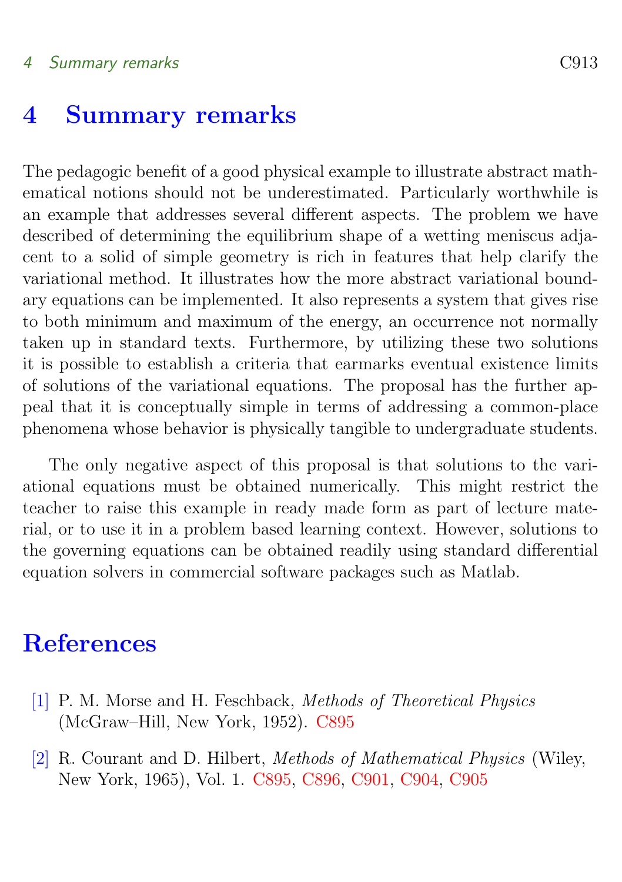# 4 Summary remarks

The pedagogic benefit of a good physical example to illustrate abstract mathematical notions should not be underestimated. Particularly worthwhile is an example that addresses several different aspects. The problem we have described of determining the equilibrium shape of a wetting meniscus adjacent to a solid of simple geometry is rich in features that help clarify the variational method. It illustrates how the more abstract variational boundary equations can be implemented. It also represents a system that gives rise to both minimum and maximum of the energy, an occurrence not normally taken up in standard texts. Furthermore, by utilizing these two solutions it is possible to establish a criteria that earmarks eventual existence limits of solutions of the variational equations. The proposal has the further appeal that it is conceptually simple in terms of addressing a common-place phenomena whose behavior is physically tangible to undergraduate students.

The only negative aspect of this proposal is that solutions to the variational equations must be obtained numerically. This might restrict the teacher to raise this example in ready made form as part of lecture material, or to use it in a problem based learning context. However, solutions to the governing equations can be obtained readily using standard differential equation solvers in commercial software packages such as Matlab.

# References

[1] P. M. Morse and H. Feschback, *Methods of Theoretical Physics* (McGraw–Hill, New York, 1952). C895

[2] R. Courant and D. Hilbert, *Methods of Mathematical Physics* (Wiley, New York, 1965), Vol. 1. C895, C896, C901, C904, C905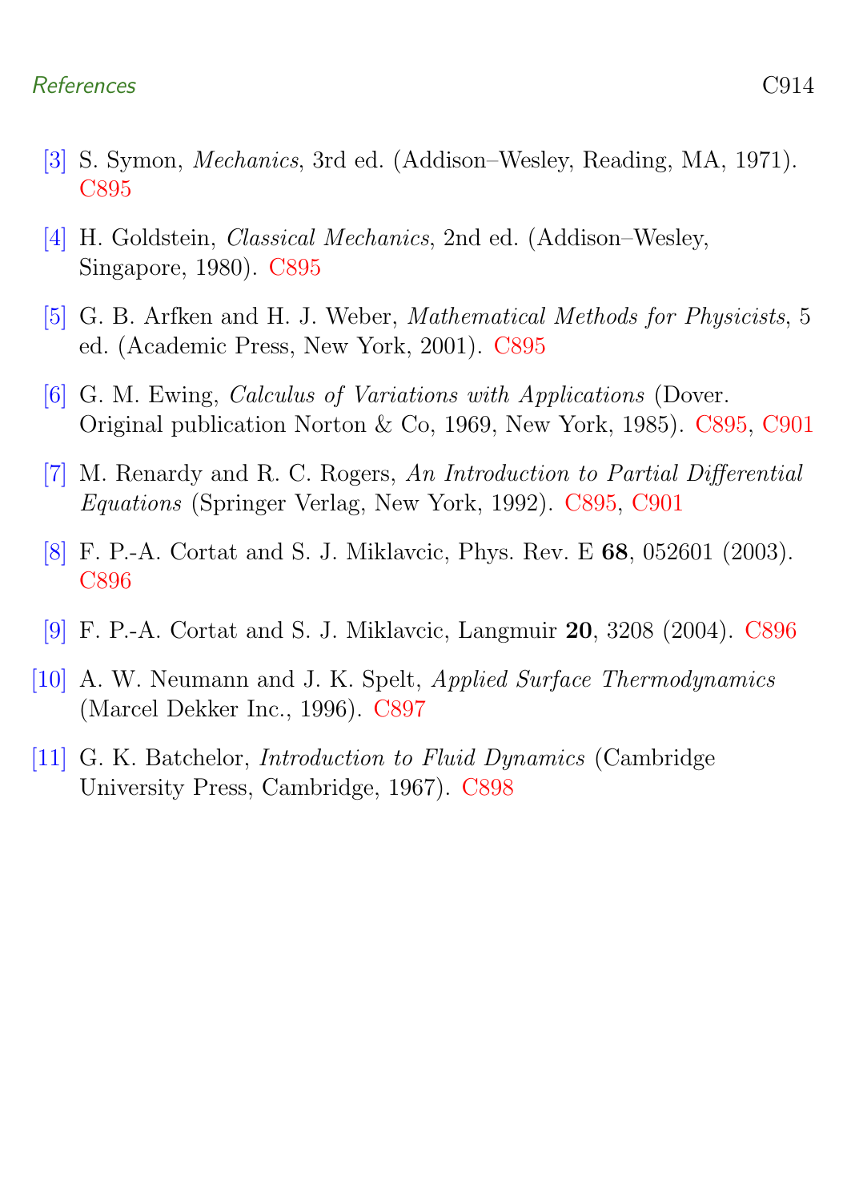[3] S. Symon, *Mechanics*, 3rd ed. (Addison–Wesley, Reading, MA, 1971). C895

[4] H. Goldstein, *Classical Mechanics*, 2nd ed. (Addison–Wesley, Singapore, 1980). C895

[5] G. B. Arfken and H. J. Weber, *Mathematical Methods for Physicists*, 5 ed. (Academic Press, New York, 2001). C895

[6] G. M. Ewing, *Calculus of Variations with Applications* (Dover. Original publication Norton & Co, 1969, New York, 1985). C895, C901

[7] M. Renardy and R. C. Rogers, *An Introduction to Partial Differential Equations* (Springer Verlag, New York, 1992). C895, C901

[8] F. P.-A. Cortat and S. J. Miklavcic, Phys. Rev. E **68**, 052601 (2003). C896

[9] F. P.-A. Cortat and S. J. Miklavcic, Langmuir **20**, 3208 (2004). C896

[10] A. W. Neumann and J. K. Spelt, *Applied Surface Thermodynamics* (Marcel Dekker Inc., 1996). C897

[11] G. K. Batchelor, *Introduction to Fluid Dynamics* (Cambridge University Press, Cambridge, 1967). C898